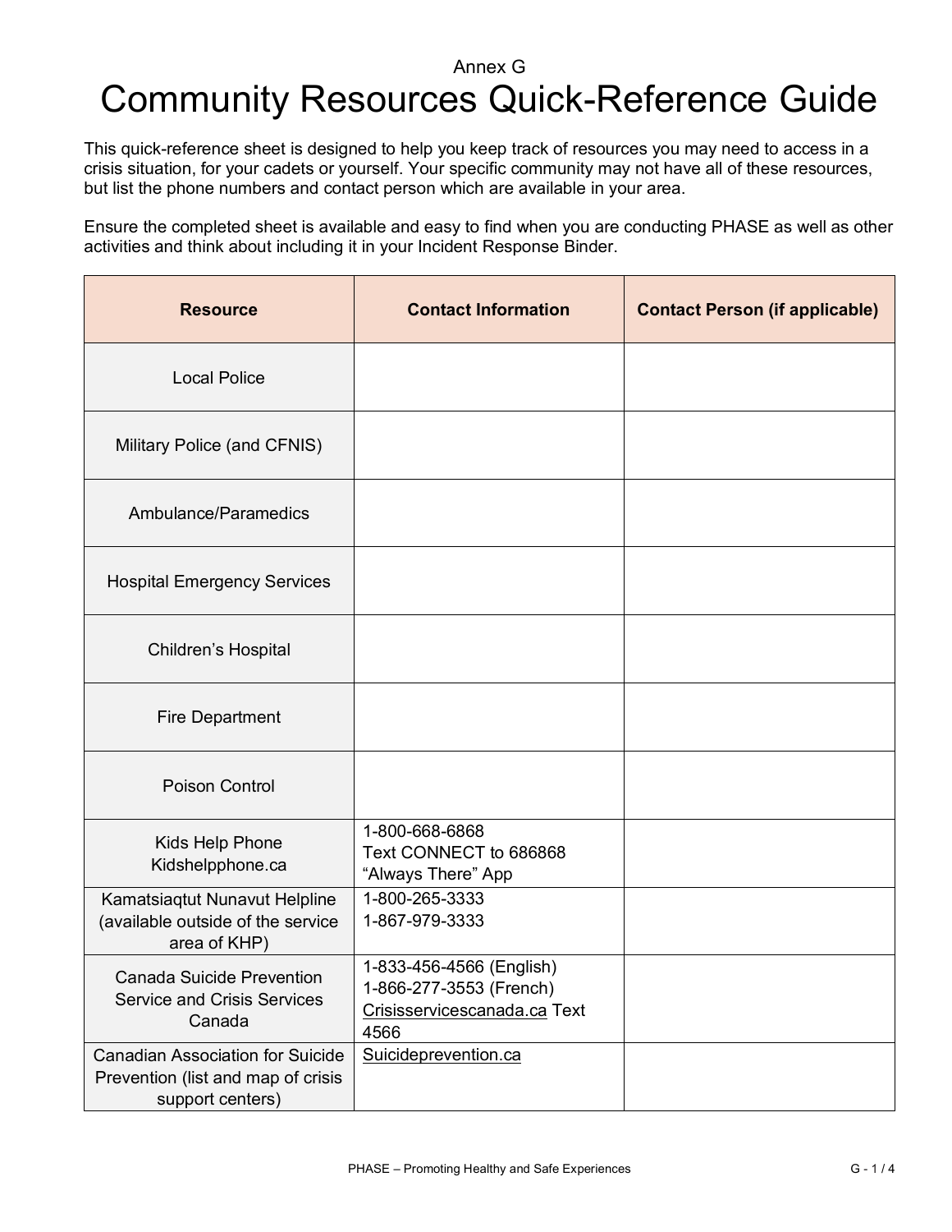Annex G

# Community Resources Quick-Reference Guide

This quick-reference sheet is designed to help you keep track of resources you may need to access in a crisis situation, for your cadets or yourself. Your specific community may not have all of these resources, but list the phone numbers and contact person which are available in your area.

Ensure the completed sheet is available and easy to find when you are conducting PHASE as well as other activities and think about including it in your Incident Response Binder.

| Resource | Contact Information | Contact Person (if applicable) |
| --- | --- | --- |
| Local Police | | |
| Military Police (and CFNIS) | | |
| Ambulance/Paramedics | | |
| Hospital Emergency Services | | |
| Children's Hospital | | |
| Fire Department | | |
| Poison Control | | |
| Kids Help Phone<br>Kidshelpphone.ca | 1-800-668-6868<br>Text CONNECT to 686868<br>"Always There" App | |
| Kamatsiaqtut Nunavut Helpline (available outside of the service area of KHP) | 1-800-265-3333<br>1-867-979-3333 | |
| Canada Suicide Prevention Service and Crisis Services Canada | 1-833-456-4566 (English)<br>1-866-277-3553 (French)<br>Crisisservicescanada.ca Text 4566 | |
| Canadian Association for Suicide Prevention (list and map of crisis support centers) | Suicideprevention.ca | |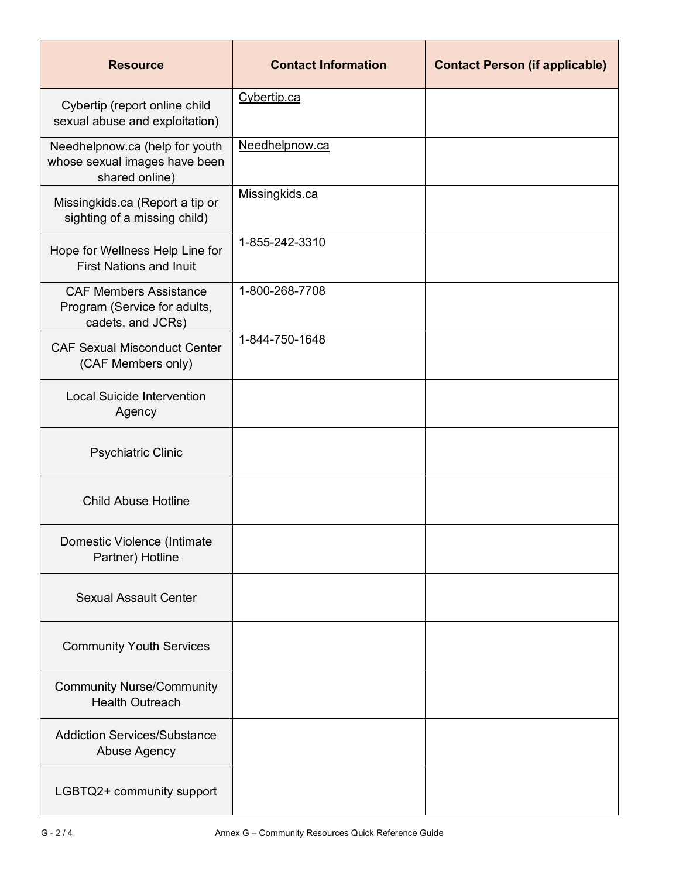| Resource | Contact Information | Contact Person (if applicable) |
|---|---|---|
| Cybertip (report online child sexual abuse and exploitation) | Cybertip.ca | |
| Needhelpnow.ca (help for youth whose sexual images have been shared online) | Needhelpnow.ca | |
| Missingkids.ca (Report a tip or sighting of a missing child) | Missingkids.ca | |
| Hope for Wellness Help Line for First Nations and Inuit | 1-855-242-3310 | |
| CAF Members Assistance Program (Service for adults, cadets, and JCRs) | 1-800-268-7708 | |
| CAF Sexual Misconduct Center (CAF Members only) | 1-844-750-1648 | |
| Local Suicide Intervention Agency | | |
| Psychiatric Clinic | | |
| Child Abuse Hotline | | |
| Domestic Violence (Intimate Partner) Hotline | | |
| Sexual Assault Center | | |
| Community Youth Services | | |
| Community Nurse/Community Health Outreach | | |
| Addiction Services/Substance Abuse Agency | | |
| LGBTQ2+ community support | | |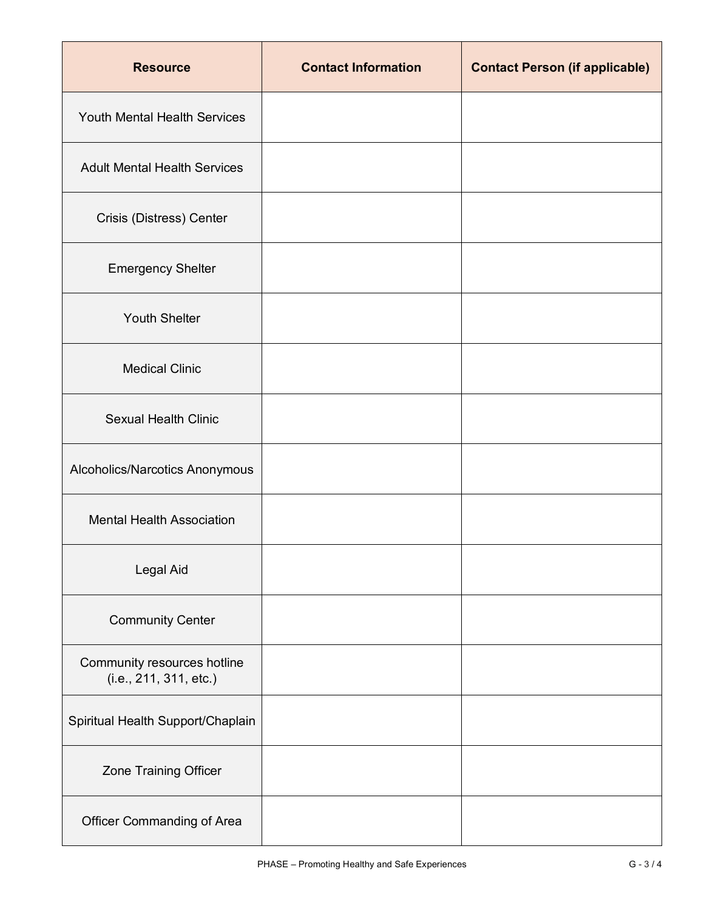| Resource | Contact Information | Contact Person (if applicable) |
|---|---|---|
| Youth Mental Health Services | | |
| Adult Mental Health Services | | |
| Crisis (Distress) Center | | |
| Emergency Shelter | | |
| Youth Shelter | | |
| Medical Clinic | | |
| Sexual Health Clinic | | |
| Alcoholics/Narcotics Anonymous | | |
| Mental Health Association | | |
| Legal Aid | | |
| Community Center | | |
| Community resources hotline (i.e., 211, 311, etc.) | | |
| Spiritual Health Support/Chaplain | | |
| Zone Training Officer | | |
| Officer Commanding of Area | | |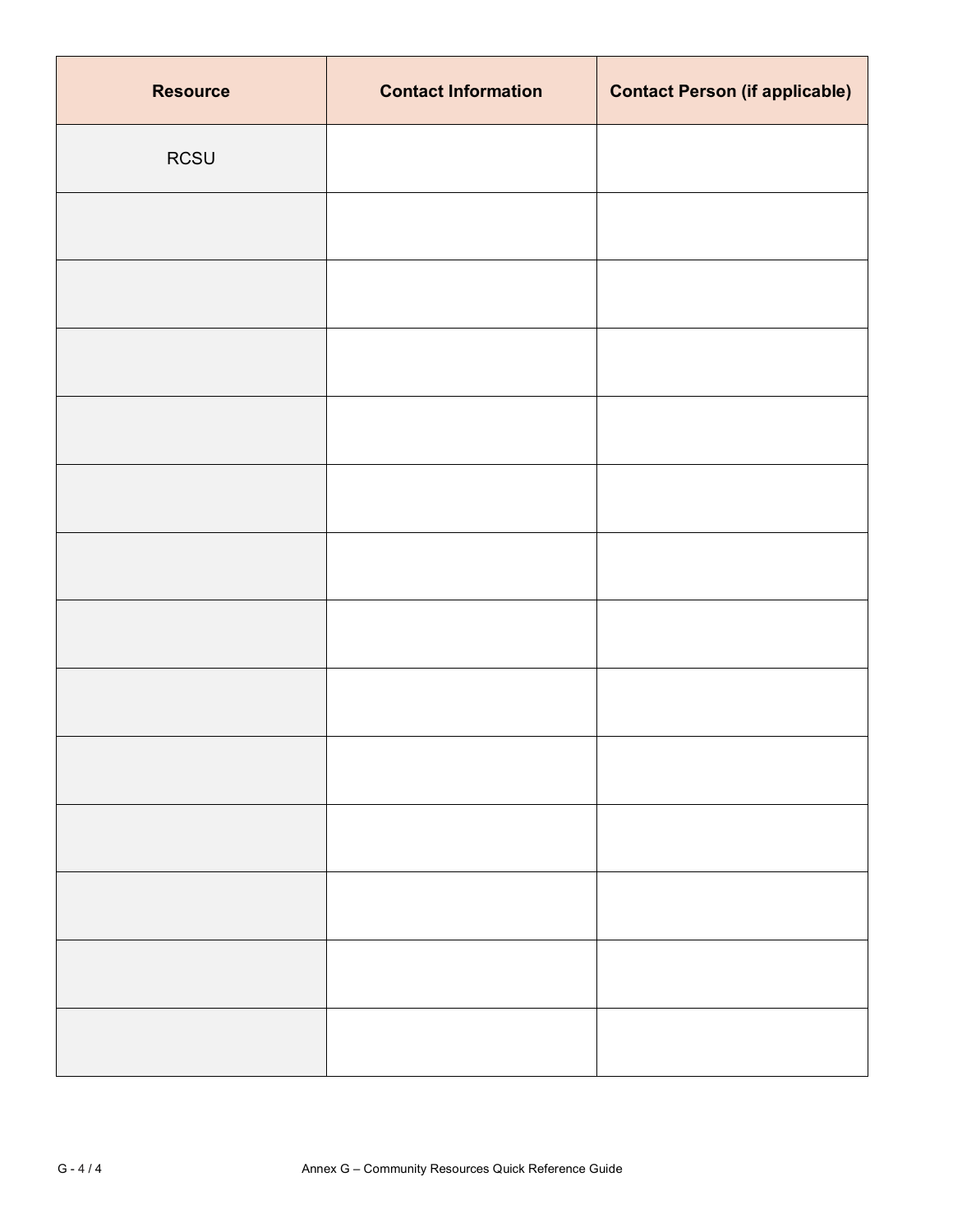| Resource | Contact Information | Contact Person (if applicable) |
|---|---|---|
| RCSU | | |
| | | |
| | | |
| | | |
| | | |
| | | |
| | | |
| | | |
| | | |
| | | |
| | | |
| | | |
| | | |
| | | |